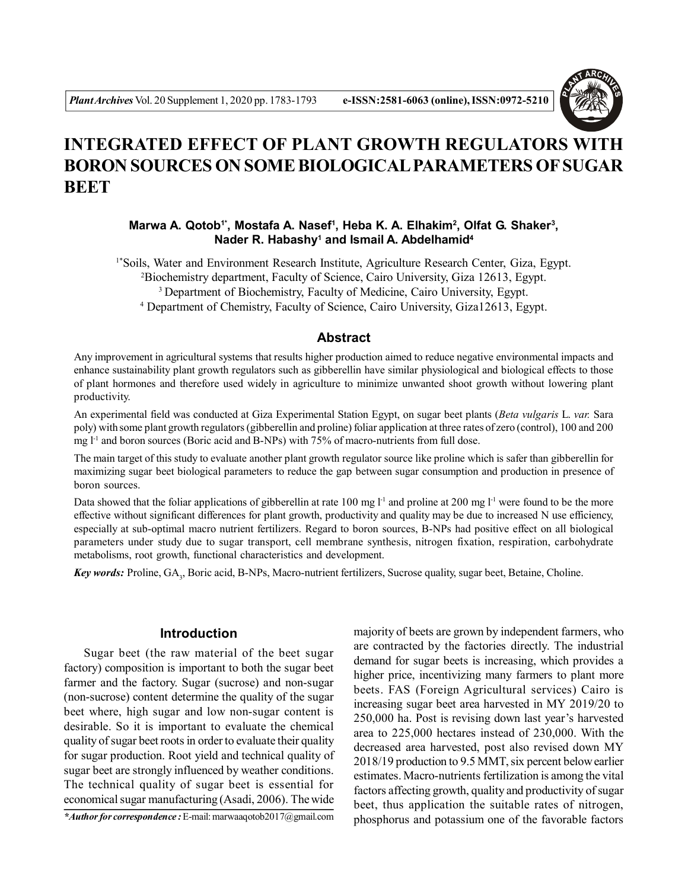# INTEGRATED EFFECT OF PLANT GROWTH REGULATORS WITH BORON SOURCES ON SOME BIOLOGICAL PARAMETERS OF SUGAR BEET

**Marwa A. Qotob[1*], Mostafa A. Nasef[1], Heba K. A. Elhakim[2], Olfat G. Shaker[3], Nader R. Habashy[1] and Ismail A. Abdelhamid[4]**

[1*]Soils, Water and Environment Research Institute, Agriculture Research Center, Giza, Egypt.
[2]Biochemistry department, Faculty of Science, Cairo University, Giza 12613, Egypt.
[3] Department of Biochemistry, Faculty of Medicine, Cairo University, Egypt.
[4] Department of Chemistry, Faculty of Science, Cairo University, Giza12613, Egypt.

## Abstract

Any improvement in agricultural systems that results higher production aimed to reduce negative environmental impacts and enhance sustainability plant growth regulators such as gibberellin have similar physiological and biological effects to those of plant hormones and therefore used widely in agriculture to minimize unwanted shoot growth without lowering plant productivity.

An experimental field was conducted at Giza Experimental Station Egypt, on sugar beet plants (*Beta vulgaris* L. *var.* Sara poly) with some plant growth regulators (gibberellin and proline) foliar application at three rates of zero (control), 100 and 200 mg $l^{-1}$ and boron sources (Boric acid and B-NPs) with 75% of macro-nutrients from full dose.

The main target of this study to evaluate another plant growth regulator source like proline which is safer than gibberellin for maximizing sugar beet biological parameters to reduce the gap between sugar consumption and production in presence of boron sources.

Data showed that the foliar applications of gibberellin at rate 100 mg $l^{-1}$ and proline at 200 mg $l^{-1}$ were found to be the more effective without significant differences for plant growth, productivity and quality may be due to increased N use efficiency, especially at sub-optimal macro nutrient fertilizers. Regard to boron sources, B-NPs had positive effect on all biological parameters under study due to sugar transport, cell membrane synthesis, nitrogen fixation, respiration, carbohydrate metabolisms, root growth, functional characteristics and development.

***Key words:*** Proline, $GA_3$, Boric acid, B-NPs, Macro-nutrient fertilizers, Sucrose quality, sugar beet, Betaine, Choline.

## Introduction

Sugar beet (the raw material of the beet sugar factory) composition is important to both the sugar beet farmer and the factory. Sugar (sucrose) and non-sugar (non-sucrose) content determine the quality of the sugar beet where, high sugar and low non-sugar content is desirable. So it is important to evaluate the chemical quality of sugar beet roots in order to evaluate their quality for sugar production. Root yield and technical quality of sugar beet are strongly influenced by weather conditions. The technical quality of sugar beet is essential for economical sugar manufacturing (Asadi, 2006). The wide majority of beets are grown by independent farmers, who are contracted by the factories directly. The industrial demand for sugar beets is increasing, which provides a higher price, incentivizing many farmers to plant more beets. FAS (Foreign Agricultural services) Cairo is increasing sugar beet area harvested in MY 2019/20 to 250,000 ha. Post is revising down last year's harvested area to 225,000 hectares instead of 230,000. With the decreased area harvested, post also revised down MY 2018/19 production to 9.5 MMT, six percent below earlier estimates. Macro-nutrients fertilization is among the vital factors affecting growth, quality and productivity of sugar beet, thus application the suitable rates of nitrogen, phosphorus and potassium one of the favorable factors

*\*Author for correspondence :* E-mail: marwaaqotob2017@gmail.com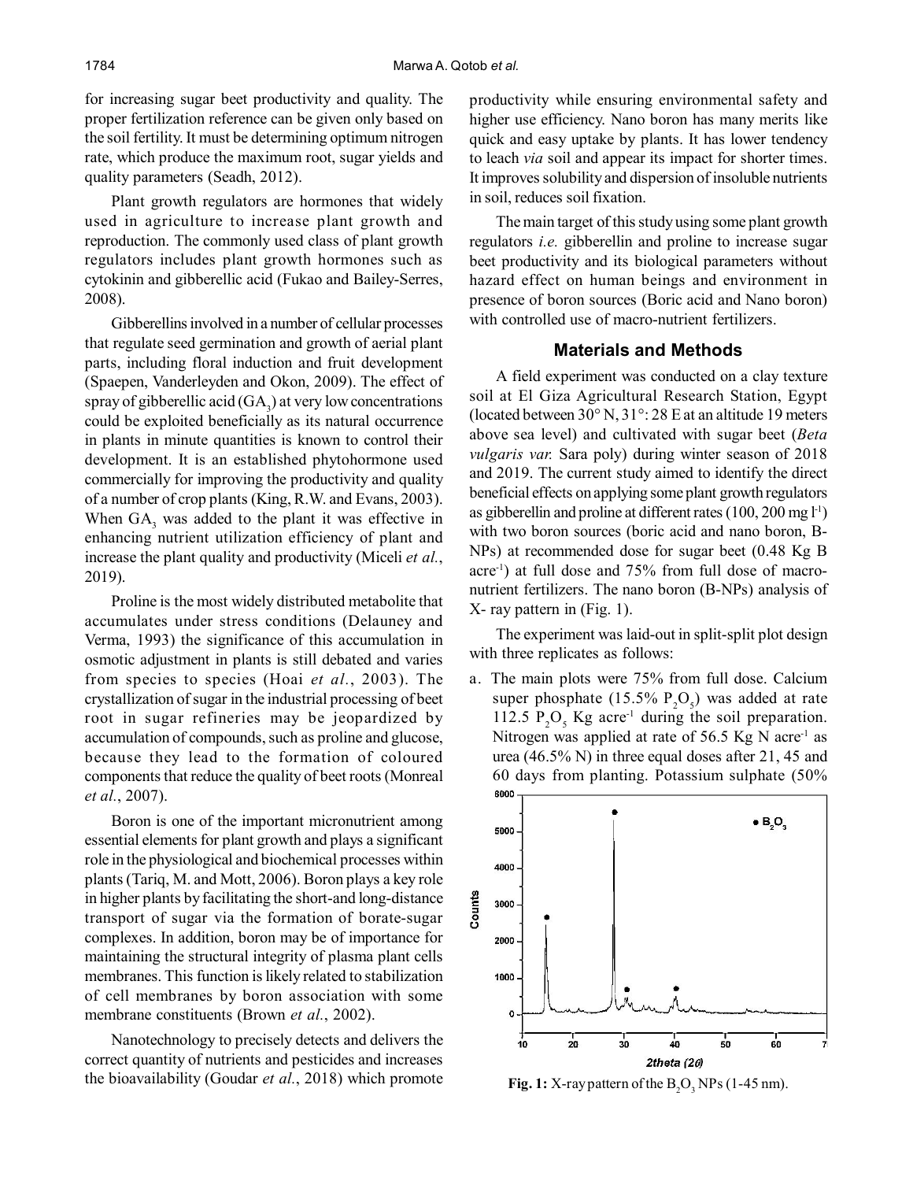for increasing sugar beet productivity and quality. The proper fertilization reference can be given only based on the soil fertility. It must be determining optimum nitrogen rate, which produce the maximum root, sugar yields and quality parameters (Seadh, 2012).

Plant growth regulators are hormones that widely used in agriculture to increase plant growth and reproduction. The commonly used class of plant growth regulators includes plant growth hormones such as cytokinin and gibberellic acid (Fukao and Bailey-Serres, 2008).

Gibberellins involved in a number of cellular processes that regulate seed germination and growth of aerial plant parts, including floral induction and fruit development (Spaepen, Vanderleyden and Okon, 2009). The effect of spray of gibberellic acid ($GA_3$) at very low concentrations could be exploited beneficially as its natural occurrence in plants in minute quantities is known to control their development. It is an established phytohormone used commercially for improving the productivity and quality of a number of crop plants (King, R.W. and Evans, 2003). When $GA_3$ was added to the plant it was effective in enhancing nutrient utilization efficiency of plant and increase the plant quality and productivity (Miceli *et al.*, 2019).

Proline is the most widely distributed metabolite that accumulates under stress conditions (Delauney and Verma, 1993) the significance of this accumulation in osmotic adjustment in plants is still debated and varies from species to species (Hoai *et al.*, 2003). The crystallization of sugar in the industrial processing of beet root in sugar refineries may be jeopardized by accumulation of compounds, such as proline and glucose, because they lead to the formation of coloured components that reduce the quality of beet roots (Monreal *et al.*, 2007).

Boron is one of the important micronutrient among essential elements for plant growth and plays a significant role in the physiological and biochemical processes within plants (Tariq, M. and Mott, 2006). Boron plays a key role in higher plants by facilitating the short-and long-distance transport of sugar via the formation of borate-sugar complexes. In addition, boron may be of importance for maintaining the structural integrity of plasma plant cells membranes. This function is likely related to stabilization of cell membranes by boron association with some membrane constituents (Brown *et al.*, 2002).

Nanotechnology to precisely detects and delivers the correct quantity of nutrients and pesticides and increases the bioavailability (Goudar *et al.*, 2018) which promote productivity while ensuring environmental safety and higher use efficiency. Nano boron has many merits like quick and easy uptake by plants. It has lower tendency to leach *via* soil and appear its impact for shorter times. It improves solubility and dispersion of insoluble nutrients in soil, reduces soil fixation.

The main target of this study using some plant growth regulators *i.e.* gibberellin and proline to increase sugar beet productivity and its biological parameters without hazard effect on human beings and environment in presence of boron sources (Boric acid and Nano boron) with controlled use of macro-nutrient fertilizers.

## Materials and Methods

A field experiment was conducted on a clay texture soil at El Giza Agricultural Research Station, Egypt (located between 30° N, 31°: 28 E at an altitude 19 meters above sea level) and cultivated with sugar beet (*Beta vulgaris var.* Sara poly) during winter season of 2018 and 2019. The current study aimed to identify the direct beneficial effects on applying some plant growth regulators as gibberellin and proline at different rates (100, 200 mg $l^{-1}$) with two boron sources (boric acid and nano boron, B-NPs) at recommended dose for sugar beet (0.48 Kg B $acre^{-1}$) at full dose and 75% from full dose of macro-nutrient fertilizers. The nano boron (B-NPs) analysis of X- ray pattern in (Fig. 1).

The experiment was laid-out in split-split plot design with three replicates as follows:

a. The main plots were 75% from full dose. Calcium super phosphate (15.5% $P_2O_5$) was added at rate 112.5 $P_2O_5$ Kg $acre^{-1}$ during the soil preparation. Nitrogen was applied at rate of 56.5 Kg N $acre^{-1}$ as urea (46.5% N) in three equal doses after 21, 45 and 60 days from planting. Potassium sulphate (50%

**Fig. 1:** X-ray pattern of the $B_2O_3$ NPs (1-45 nm).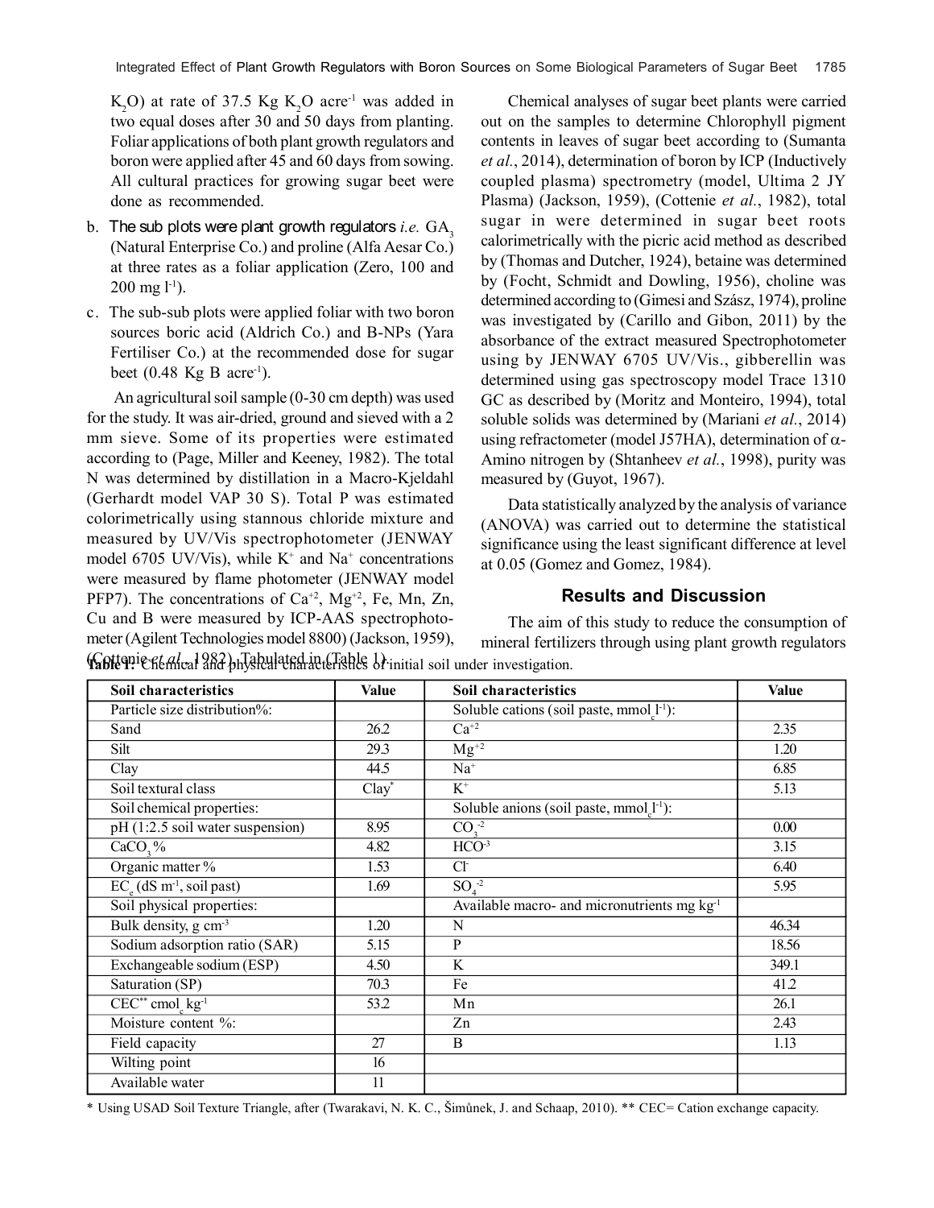$K_2O$) at rate of 37.5 Kg $K_2O$ $acre^{-1}$ was added in two equal doses after 30 and 50 days from planting. Foliar applications of both plant growth regulators and boron were applied after 45 and 60 days from sowing. All cultural practices for growing sugar beet were done as recommended.

b. The sub plots were plant growth regulators *i.e.* $GA_3$ (Natural Enterprise Co.) and proline (Alfa Aesar Co.) at three rates as a foliar application (Zero, 100 and 200 mg $l^{-1}$).

c. The sub-sub plots were applied foliar with two boron sources boric acid (Aldrich Co.) and B-NPs (Yara Fertiliser Co.) at the recommended dose for sugar beet (0.48 Kg B $acre^{-1}$).

An agricultural soil sample (0-30 cm depth) was used for the study. It was air-dried, ground and sieved with a 2 mm sieve. Some of its properties were estimated according to (Page, Miller and Keeney, 1982). The total N was determined by distillation in a Macro-Kjeldahl (Gerhardt model VAP 30 S). Total P was estimated colorimetrically using stannous chloride mixture and measured by UV/Vis spectrophotometer (JENWAY model 6705 UV/Vis), while $K^+$ and $Na^+$ concentrations were measured by flame photometer (JENWAY model PFP7). The concentrations of $Ca^{+2}$, $Mg^{+2}$, Fe, Mn, Zn, Cu and B were measured by ICP-AAS spectrophotometer (Agilent Technologies model 8800) (Jackson, 1959), (Cottenie *et al.*, 1982). Tabulated in (Table 1).

Chemical analyses of sugar beet plants were carried out on the samples to determine Chlorophyll pigment contents in leaves of sugar beet according to (Sumanta *et al.*, 2014), determination of boron by ICP (Inductively coupled plasma) spectrometry (model, Ultima 2 JY Plasma) (Jackson, 1959), (Cottenie *et al.*, 1982), total sugar in were determined in sugar beet roots calorimetrically with the picric acid method as described by (Thomas and Dutcher, 1924), betaine was determined by (Focht, Schmidt and Dowling, 1956), choline was determined according to (Gimesi and Szász, 1974), proline was investigated by (Carillo and Gibon, 2011) by the absorbance of the extract measured Spectrophotometer using by JENWAY 6705 UV/Vis., gibberellin was determined using gas spectroscopy model Trace 1310 GC as described by (Moritz and Monteiro, 1994), total soluble solids was determined by (Mariani *et al.*, 2014) using refractometer (model J57HA), determination of α-Amino nitrogen by (Shtanheev *et al.*, 1998), purity was measured by (Guyot, 1967).

Data statistically analyzed by the analysis of variance (ANOVA) was carried out to determine the statistical significance using the least significant difference at level at 0.05 (Gomez and Gomez, 1984).

## Results and Discussion

The aim of this study to reduce the consumption of mineral fertilizers through using plant growth regulators

**Table 1:** Chemical and physical characteristics of initial soil under investigation.

| Soil characteristics | Value | Soil characteristics | Value |
|---|---|---|---|
| Particle size distribution%: | | Soluble cations (soil paste, $mmol_c\,l^{-1}$): | |
| Sand | 26.2 | $Ca^{+2}$ | 2.35 |
| Silt | 29.3 | $Mg^{+2}$ | 1.20 |
| Clay | 44.5 | $Na^+$ | 6.85 |
| Soil textural class | Clay* | $K^+$ | 5.13 |
| Soil chemical properties: | | Soluble anions (soil paste, $mmol_c\,l^{-1}$): | |
| pH (1:2.5 soil water suspension) | 8.95 | $CO_3^{-2}$ | 0.00 |
| $CaCO_3$% | 4.82 | $HCO^{-3}$ | 3.15 |
| Organic matter % | 1.53 | $Cl^-$ | 6.40 |
| $EC_e$ (dS $m^{-1}$, soil past) | 1.69 | $SO_4^{-2}$ | 5.95 |
| Soil physical properties: | | Available macro- and micronutrients mg $kg^{-1}$ | |
| Bulk density, g $cm^{-3}$ | 1.20 | N | 46.34 |
| Sodium adsorption ratio (SAR) | 5.15 | P | 18.56 |
| Exchangeable sodium (ESP) | 4.50 | K | 349.1 |
| Saturation (SP) | 70.3 | Fe | 41.2 |
| CEC** $cmol_c\,kg^{-1}$ | 53.2 | Mn | 26.1 |
| Moisture content %: | | Zn | 2.43 |
| Field capacity | 27 | B | 1.13 |
| Wilting point | 16 | | |
| Available water | 11 | | |

\* Using USAD Soil Texture Triangle, after (Twarakavi, N. K. C., Šimůnek, J. and Schaap, 2010). ** CEC= Cation exchange capacity.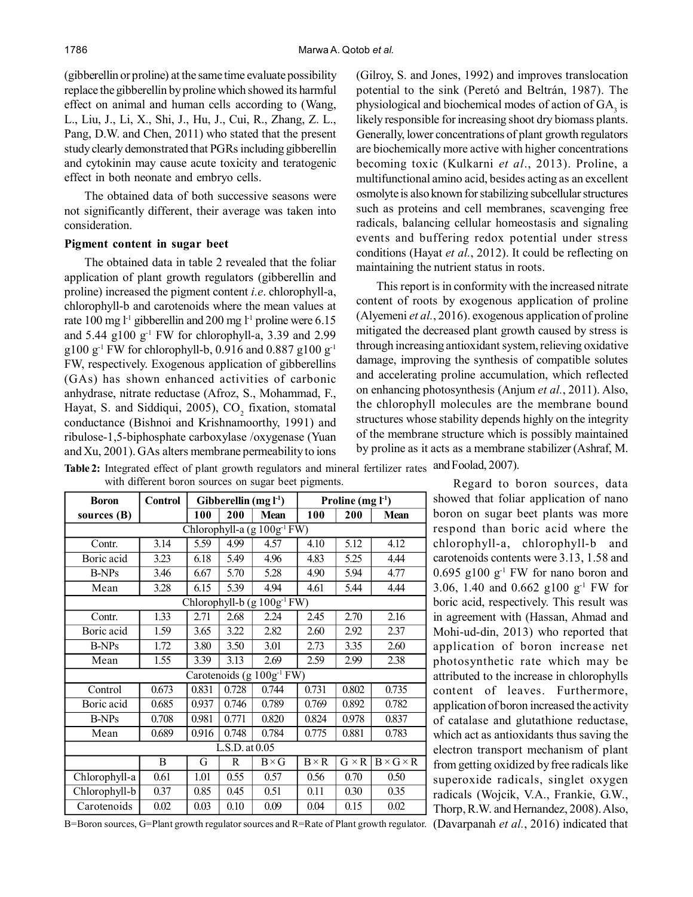(gibberellin or proline) at the same time evaluate possibility replace the gibberellin by proline which showed its harmful effect on animal and human cells according to (Wang, L., Liu, J., Li, X., Shi, J., Hu, J., Cui, R., Zhang, Z. L., Pang, D.W. and Chen, 2011) who stated that the present study clearly demonstrated that PGRs including gibberellin and cytokinin may cause acute toxicity and teratogenic effect in both neonate and embryo cells.

The obtained data of both successive seasons were not significantly different, their average was taken into consideration.

### Pigment content in sugar beet

The obtained data in table 2 revealed that the foliar application of plant growth regulators (gibberellin and proline) increased the pigment content *i.e*. chlorophyll-a, chlorophyll-b and carotenoids where the mean values at rate 100 mg $l^{-1}$ gibberellin and 200 mg $l^{-1}$ proline were 6.15 and 5.44 g100 $g^{-1}$ FW for chlorophyll-a, 3.39 and 2.99 g100 $g^{-1}$ FW for chlorophyll-b, 0.916 and 0.887 g100 $g^{-1}$ FW, respectively. Exogenous application of gibberellins (GAs) has shown enhanced activities of carbonic anhydrase, nitrate reductase (Afroz, S., Mohammad, F., Hayat, S. and Siddiqui, 2005), $CO_2$ fixation, stomatal conductance (Bishnoi and Krishnamoorthy, 1991) and ribulose-1,5-biphosphate carboxylase /oxygenase (Yuan and Xu, 2001). GAs alters membrane permeability to ions (Gilroy, S. and Jones, 1992) and improves translocation potential to the sink (Peretó and Beltrán, 1987). The physiological and biochemical modes of action of $GA_3$ is likely responsible for increasing shoot dry biomass plants. Generally, lower concentrations of plant growth regulators are biochemically more active with higher concentrations becoming toxic (Kulkarni *et al*., 2013). Proline, a multifunctional amino acid, besides acting as an excellent osmolyte is also known for stabilizing subcellular structures such as proteins and cell membranes, scavenging free radicals, balancing cellular homeostasis and signaling events and buffering redox potential under stress conditions (Hayat *et al.*, 2012). It could be reflecting on maintaining the nutrient status in roots.

This report is in conformity with the increased nitrate content of roots by exogenous application of proline (Alyemeni *et al.*, 2016). exogenous application of proline mitigated the decreased plant growth caused by stress is through increasing antioxidant system, relieving oxidative damage, improving the synthesis of compatible solutes and accelerating proline accumulation, which reflected on enhancing photosynthesis (Anjum *et al.*, 2011). Also, the chlorophyll molecules are the membrane bound structures whose stability depends highly on the integrity of the membrane structure which is possibly maintained by proline as it acts as a membrane stabilizer (Ashraf, M. and Foolad, 2007).

**Table 2:** Integrated effect of plant growth regulators and mineral fertilizer rates with different boron sources on sugar beet pigments.

| Boron sources (B) | Control | Gibberellin (mg $l^{-1}$) | | | Proline (mg $l^{-1}$) | | |
|---|---|---|---|---|---|---|---|
| | | 100 | 200 | Mean | 100 | 200 | Mean |
| Chlorophyll-a (g 100$g^{-1}$ FW) | | | | | | | |
| Contr. | 3.14 | 5.59 | 4.99 | 4.57 | 4.10 | 5.12 | 4.12 |
| Boric acid | 3.23 | 6.18 | 5.49 | 4.96 | 4.83 | 5.25 | 4.44 |
| B-NPs | 3.46 | 6.67 | 5.70 | 5.28 | 4.90 | 5.94 | 4.77 |
| Mean | 3.28 | 6.15 | 5.39 | 4.94 | 4.61 | 5.44 | 4.44 |
| Chlorophyll-b (g 100$g^{-1}$ FW) | | | | | | | |
| Contr. | 1.33 | 2.71 | 2.68 | 2.24 | 2.45 | 2.70 | 2.16 |
| Boric acid | 1.59 | 3.65 | 3.22 | 2.82 | 2.60 | 2.92 | 2.37 |
| B-NPs | 1.72 | 3.80 | 3.50 | 3.01 | 2.73 | 3.35 | 2.60 |
| Mean | 1.55 | 3.39 | 3.13 | 2.69 | 2.59 | 2.99 | 2.38 |
| Carotenoids (g 100$g^{-1}$ FW) | | | | | | | |
| Control | 0.673 | 0.831 | 0.728 | 0.744 | 0.731 | 0.802 | 0.735 |
| Boric acid | 0.685 | 0.937 | 0.746 | 0.789 | 0.769 | 0.892 | 0.782 |
| B-NPs | 0.708 | 0.981 | 0.771 | 0.820 | 0.824 | 0.978 | 0.837 |
| Mean | 0.689 | 0.916 | 0.748 | 0.784 | 0.775 | 0.881 | 0.783 |
| L.S.D. at 0.05 | | | | | | | |
| | B | G | R | B × G | B × R | G × R | B × G × R |
| Chlorophyll-a | 0.61 | 1.01 | 0.55 | 0.57 | 0.56 | 0.70 | 0.50 |
| Chlorophyll-b | 0.37 | 0.85 | 0.45 | 0.51 | 0.11 | 0.30 | 0.35 |
| Carotenoids | 0.02 | 0.03 | 0.10 | 0.09 | 0.04 | 0.15 | 0.02 |

B=Boron sources, G=Plant growth regulator sources and R=Rate of Plant growth regulator.

Regard to boron sources, data showed that foliar application of nano boron on sugar beet plants was more respond than boric acid where the chlorophyll-a, chlorophyll-b and carotenoids contents were 3.13, 1.58 and 0.695 g100 $g^{-1}$ FW for nano boron and 3.06, 1.40 and 0.662 g100 $g^{-1}$ FW for boric acid, respectively. This result was in agreement with (Hassan, Ahmad and Mohi-ud-din, 2013) who reported that application of boron increase net photosynthetic rate which may be attributed to the increase in chlorophylls content of leaves. Furthermore, application of boron increased the activity of catalase and glutathione reductase, which act as antioxidants thus saving the electron transport mechanism of plant from getting oxidized by free radicals like superoxide radicals, singlet oxygen radicals (Wojcik, V.A., Frankie, G.W., Thorp, R.W. and Hernandez, 2008). Also, (Davarpanah *et al.*, 2016) indicated that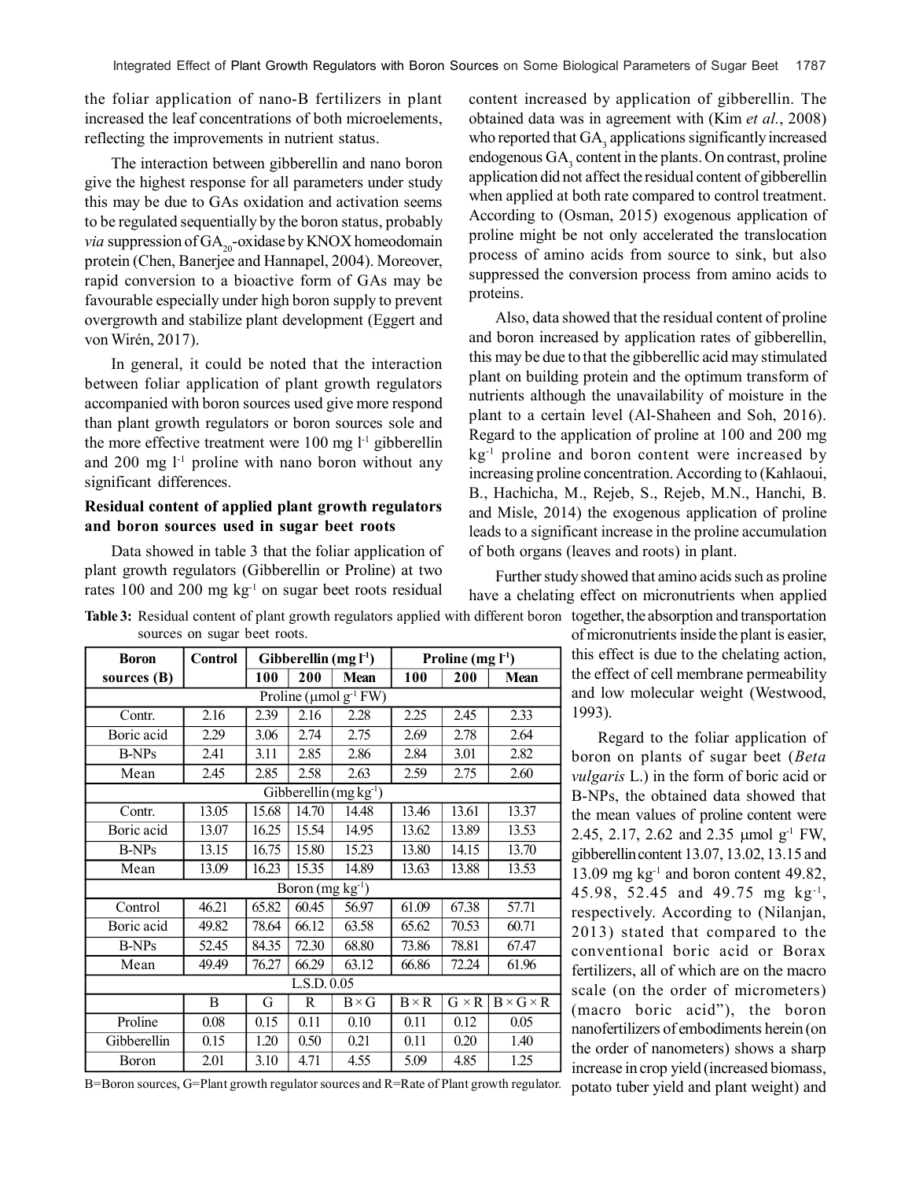the foliar application of nano-B fertilizers in plant increased the leaf concentrations of both microelements, reflecting the improvements in nutrient status.

The interaction between gibberellin and nano boron give the highest response for all parameters under study this may be due to GAs oxidation and activation seems to be regulated sequentially by the boron status, probably *via* suppression of $GA_{20}$-oxidase by KNOX homeodomain protein (Chen, Banerjee and Hannapel, 2004). Moreover, rapid conversion to a bioactive form of GAs may be favourable especially under high boron supply to prevent overgrowth and stabilize plant development (Eggert and von Wirén, 2017).

In general, it could be noted that the interaction between foliar application of plant growth regulators accompanied with boron sources used give more respond than plant growth regulators or boron sources sole and the more effective treatment were 100 mg $l^{-1}$ gibberellin and 200 mg $l^{-1}$ proline with nano boron without any significant differences.

### Residual content of applied plant growth regulators and boron sources used in sugar beet roots

Data showed in table 3 that the foliar application of plant growth regulators (Gibberellin or Proline) at two rates 100 and 200 mg $kg^{-1}$ on sugar beet roots residual content increased by application of gibberellin. The obtained data was in agreement with (Kim *et al.*, 2008) who reported that $GA_3$ applications significantly increased endogenous $GA_3$ content in the plants. On contrast, proline application did not affect the residual content of gibberellin when applied at both rate compared to control treatment. According to (Osman, 2015) exogenous application of proline might be not only accelerated the translocation process of amino acids from source to sink, but also suppressed the conversion process from amino acids to proteins.

Also, data showed that the residual content of proline and boron increased by application rates of gibberellin, this may be due to that the gibberellic acid may stimulated plant on building protein and the optimum transform of nutrients although the unavailability of moisture in the plant to a certain level (Al-Shaheen and Soh, 2016). Regard to the application of proline at 100 and 200 mg $kg^{-1}$ proline and boron content were increased by increasing proline concentration. According to (Kahlaoui, B., Hachicha, M., Rejeb, S., Rejeb, M.N., Hanchi, B. and Misle, 2014) the exogenous application of proline leads to a significant increase in the proline accumulation of both organs (leaves and roots) in plant.

Further study showed that amino acids such as proline have a chelating effect on micronutrients when applied together, the absorption and transportation of micronutrients inside the plant is easier, this effect is due to the chelating action, the effect of cell membrane permeability and low molecular weight (Westwood, 1993).

**Table 3:** Residual content of plant growth regulators applied with different boron sources on sugar beet roots.

| Boron sources (B) | Control | Gibberellin (mg $l^{-1}$) | | | Proline (mg $l^{-1}$) | | |
|---|---|---|---|---|---|---|---|
| | | 100 | 200 | Mean | 100 | 200 | Mean |
| Proline (µmol $g^{-1}$ FW) | | | | | | | |
| Contr. | 2.16 | 2.39 | 2.16 | 2.28 | 2.25 | 2.45 | 2.33 |
| Boric acid | 2.29 | 3.06 | 2.74 | 2.75 | 2.69 | 2.78 | 2.64 |
| B-NPs | 2.41 | 3.11 | 2.85 | 2.86 | 2.84 | 3.01 | 2.82 |
| Mean | 2.45 | 2.85 | 2.58 | 2.63 | 2.59 | 2.75 | 2.60 |
| Gibberellin (mg $kg^{-1}$) | | | | | | | |
| Contr. | 13.05 | 15.68 | 14.70 | 14.48 | 13.46 | 13.61 | 13.37 |
| Boric acid | 13.07 | 16.25 | 15.54 | 14.95 | 13.62 | 13.89 | 13.53 |
| B-NPs | 13.15 | 16.75 | 15.80 | 15.23 | 13.80 | 14.15 | 13.70 |
| Mean | 13.09 | 16.23 | 15.35 | 14.89 | 13.63 | 13.88 | 13.53 |
| Boron (mg $kg^{-1}$) | | | | | | | |
| Control | 46.21 | 65.82 | 60.45 | 56.97 | 61.09 | 67.38 | 57.71 |
| Boric acid | 49.82 | 78.64 | 66.12 | 63.58 | 65.62 | 70.53 | 60.71 |
| B-NPs | 52.45 | 84.35 | 72.30 | 68.80 | 73.86 | 78.81 | 67.47 |
| Mean | 49.49 | 76.27 | 66.29 | 63.12 | 66.86 | 72.24 | 61.96 |
| L.S.D. 0.05 | | | | | | | |
| | B | G | R | B × G | B × R | G × R | B × G × R |
| Proline | 0.08 | 0.15 | 0.11 | 0.10 | 0.11 | 0.12 | 0.05 |
| Gibberellin | 0.15 | 1.20 | 0.50 | 0.21 | 0.11 | 0.20 | 1.40 |
| Boron | 2.01 | 3.10 | 4.71 | 4.55 | 5.09 | 4.85 | 1.25 |

B=Boron sources, G=Plant growth regulator sources and R=Rate of Plant growth regulator.

Regard to the foliar application of boron on plants of sugar beet (*Beta vulgaris* L.) in the form of boric acid or B-NPs, the obtained data showed that the mean values of proline content were 2.45, 2.17, 2.62 and 2.35 µmol $g^{-1}$ FW, gibberellin content 13.07, 13.02, 13.15 and 13.09 mg $kg^{-1}$ and boron content 49.82, 45.98, 52.45 and 49.75 mg $kg^{-1}$, respectively. According to (Nilanjan, 2013) stated that compared to the conventional boric acid or Borax fertilizers, all of which are on the macro scale (on the order of micrometers) (macro boric acid"), the boron nanofertilizers of embodiments herein (on the order of nanometers) shows a sharp increase in crop yield (increased biomass, potato tuber yield and plant weight) and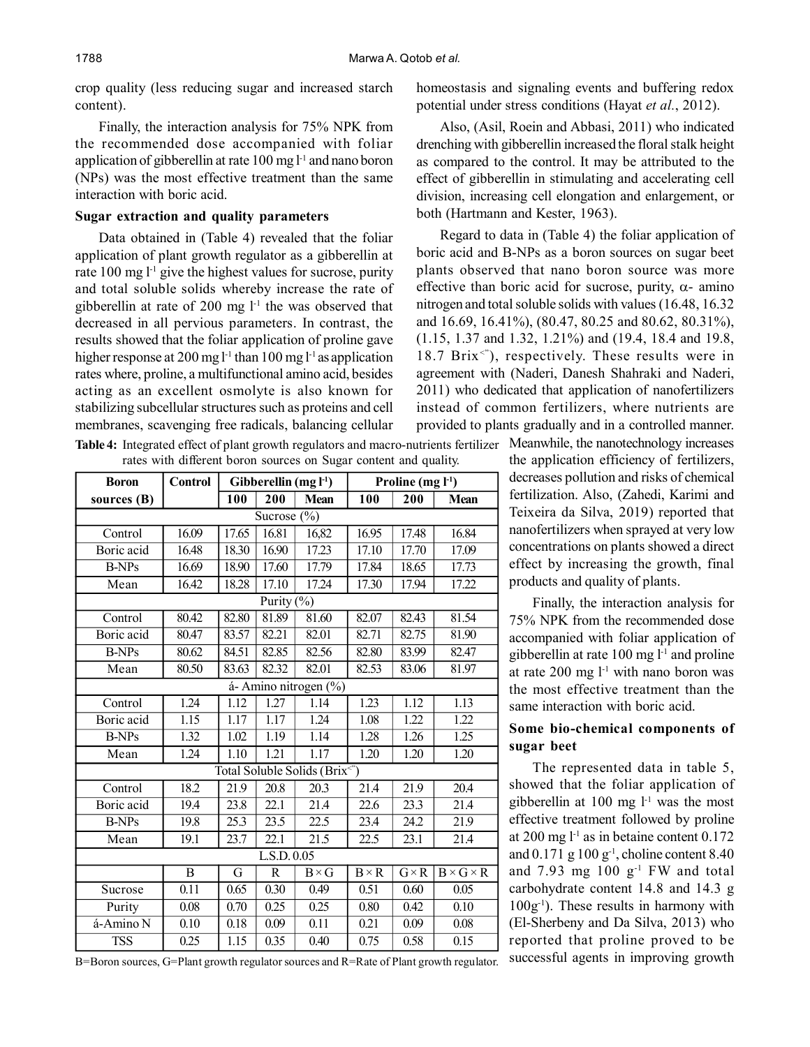crop quality (less reducing sugar and increased starch content).

Finally, the interaction analysis for 75% NPK from the recommended dose accompanied with foliar application of gibberellin at rate 100 mg $l^{-1}$ and nano boron (NPs) was the most effective treatment than the same interaction with boric acid.

### Sugar extraction and quality parameters

Data obtained in (Table 4) revealed that the foliar application of plant growth regulator as a gibberellin at rate 100 mg $l^{-1}$ give the highest values for sucrose, purity and total soluble solids whereby increase the rate of gibberellin at rate of 200 mg $l^{-1}$ the was observed that decreased in all pervious parameters. In contrast, the results showed that the foliar application of proline gave higher response at 200 mg $l^{-1}$ than 100 mg $l^{-1}$ as application rates where, proline, a multifunctional amino acid, besides acting as an excellent osmolyte is also known for stabilizing subcellular structures such as proteins and cell membranes, scavenging free radicals, balancing cellular homeostasis and signaling events and buffering redox potential under stress conditions (Hayat *et al.*, 2012).

Also, (Asil, Roein and Abbasi, 2011) who indicated drenching with gibberellin increased the floral stalk height as compared to the control. It may be attributed to the effect of gibberellin in stimulating and accelerating cell division, increasing cell elongation and enlargement, or both (Hartmann and Kester, 1963).

Regard to data in (Table 4) the foliar application of boric acid and B-NPs as a boron sources on sugar beet plants observed that nano boron source was more effective than boric acid for sucrose, purity, α- amino nitrogen and total soluble solids with values (16.48, 16.32 and 16.69, 16.41%), (80.47, 80.25 and 80.62, 80.31%), (1.15, 1.37 and 1.32, 1.21%) and (19.4, 18.4 and 19.8, 18.7 Brix<"), respectively. These results were in agreement with (Naderi, Danesh Shahraki and Naderi, 2011) who dedicated that application of nanofertilizers instead of common fertilizers, where nutrients are provided to plants gradually and in a controlled manner. Meanwhile, the nanotechnology increases the application efficiency of fertilizers, decreases pollution and risks of chemical fertilization. Also, (Zahedi, Karimi and Teixeira da Silva, 2019) reported that nanofertilizers when sprayed at very low concentrations on plants showed a direct effect by increasing the growth, final products and quality of plants.

**Table 4:** Integrated effect of plant growth regulators and macro-nutrients fertilizer rates with different boron sources on Sugar content and quality.

| Boron sources (B) | Control | Gibberellin (mg $l^{-1}$) | | | Proline (mg $l^{-1}$) | | |
|---|---|---|---|---|---|---|---|
| | | 100 | 200 | Mean | 100 | 200 | Mean |
| Sucrose (%) | | | | | | | |
| Control | 16.09 | 17.65 | 16.81 | 16,82 | 16.95 | 17.48 | 16.84 |
| Boric acid | 16.48 | 18.30 | 16.90 | 17.23 | 17.10 | 17.70 | 17.09 |
| B-NPs | 16.69 | 18.90 | 17.60 | 17.79 | 17.84 | 18.65 | 17.73 |
| Mean | 16.42 | 18.28 | 17.10 | 17.24 | 17.30 | 17.94 | 17.22 |
| Purity (%) | | | | | | | |
| Control | 80.42 | 82.80 | 81.89 | 81.60 | 82.07 | 82.43 | 81.54 |
| Boric acid | 80.47 | 83.57 | 82.21 | 82.01 | 82.71 | 82.75 | 81.90 |
| B-NPs | 80.62 | 84.51 | 82.85 | 82.56 | 82.80 | 83.99 | 82.47 |
| Mean | 80.50 | 83.63 | 82.32 | 82.01 | 82.53 | 83.06 | 81.97 |
| á- Amino nitrogen (%) | | | | | | | |
| Control | 1.24 | 1.12 | 1.27 | 1.14 | 1.23 | 1.12 | 1.13 |
| Boric acid | 1.15 | 1.17 | 1.17 | 1.24 | 1.08 | 1.22 | 1.22 |
| B-NPs | 1.32 | 1.02 | 1.19 | 1.14 | 1.28 | 1.26 | 1.25 |
| Mean | 1.24 | 1.10 | 1.21 | 1.17 | 1.20 | 1.20 | 1.20 |
| Total Soluble Solids (Brix<") | | | | | | | |
| Control | 18.2 | 21.9 | 20.8 | 20.3 | 21.4 | 21.9 | 20.4 |
| Boric acid | 19.4 | 23.8 | 22.1 | 21.4 | 22.6 | 23.3 | 21.4 |
| B-NPs | 19.8 | 25.3 | 23.5 | 22.5 | 23.4 | 24.2 | 21.9 |
| Mean | 19.1 | 23.7 | 22.1 | 21.5 | 22.5 | 23.1 | 21.4 |
| L.S.D. 0.05 | | | | | | | |
| | B | G | R | B × G | B × R | G × R | B × G × R |
| Sucrose | 0.11 | 0.65 | 0.30 | 0.49 | 0.51 | 0.60 | 0.05 |
| Purity | 0.08 | 0.70 | 0.25 | 0.25 | 0.80 | 0.42 | 0.10 |
| á-Amino N | 0.10 | 0.18 | 0.09 | 0.11 | 0.21 | 0.09 | 0.08 |
| TSS | 0.25 | 1.15 | 0.35 | 0.40 | 0.75 | 0.58 | 0.15 |

B=Boron sources, G=Plant growth regulator sources and R=Rate of Plant growth regulator.

Finally, the interaction analysis for 75% NPK from the recommended dose accompanied with foliar application of gibberellin at rate 100 mg $l^{-1}$ and proline at rate 200 mg $l^{-1}$ with nano boron was the most effective treatment than the same interaction with boric acid.

### Some bio-chemical components of sugar beet

The represented data in table 5, showed that the foliar application of gibberellin at 100 mg $l^{-1}$ was the most effective treatment followed by proline at 200 mg $l^{-1}$ as in betaine content 0.172 and 0.171 g 100 $g^{-1}$, choline content 8.40 and 7.93 mg 100 $g^{-1}$ FW and total carbohydrate content 14.8 and 14.3 g 100$g^{-1}$). These results in harmony with (El-Sherbeny and Da Silva, 2013) who reported that proline proved to be successful agents in improving growth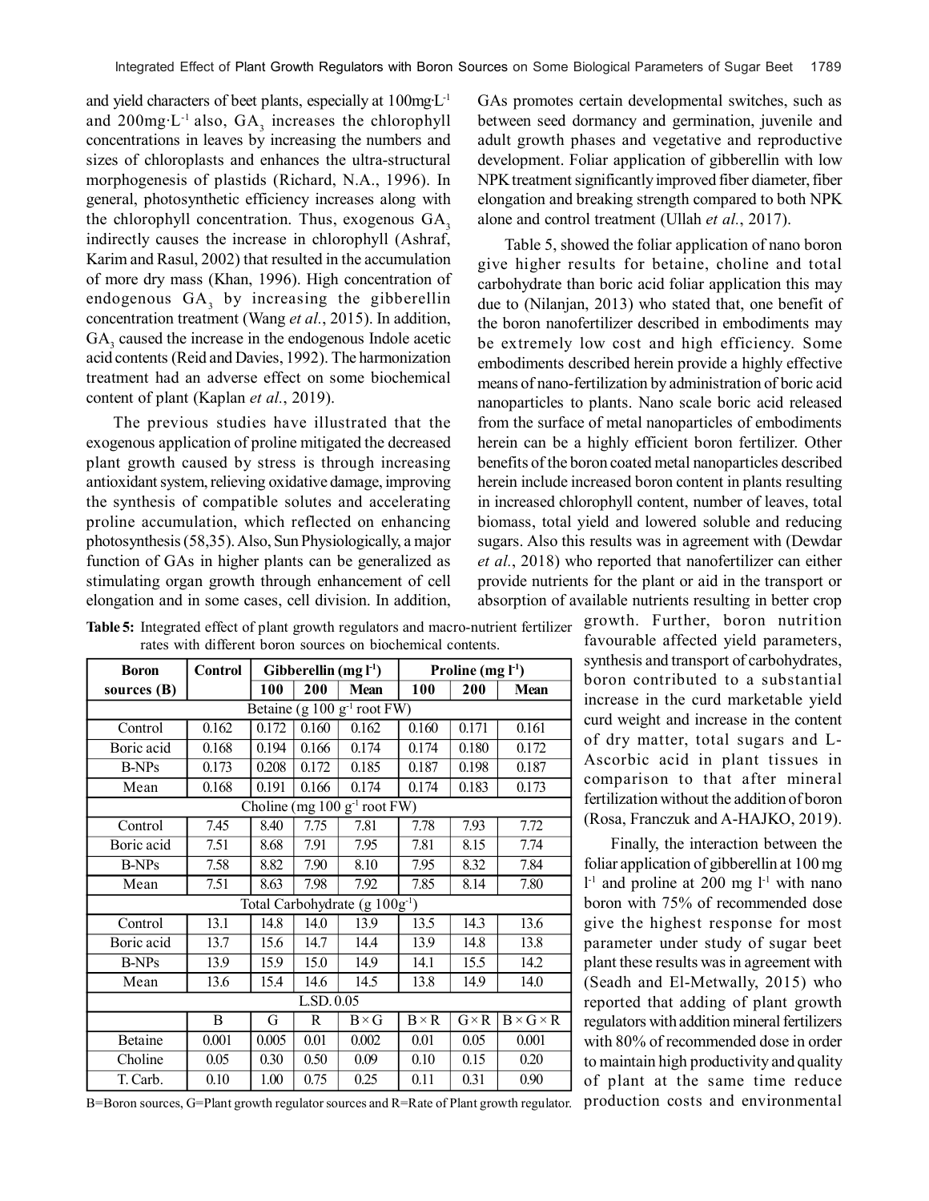and yield characters of beet plants, especially at 100mg·L$^{-1}$ and 200mg·L$^{-1}$ also, $GA_3$ increases the chlorophyll concentrations in leaves by increasing the numbers and sizes of chloroplasts and enhances the ultra-structural morphogenesis of plastids (Richard, N.A., 1996). In general, photosynthetic efficiency increases along with the chlorophyll concentration. Thus, exogenous $GA_3$ indirectly causes the increase in chlorophyll (Ashraf, Karim and Rasul, 2002) that resulted in the accumulation of more dry mass (Khan, 1996). High concentration of endogenous $GA_3$ by increasing the gibberellin concentration treatment (Wang *et al.*, 2015). In addition, $GA_3$ caused the increase in the endogenous Indole acetic acid contents (Reid and Davies, 1992). The harmonization treatment had an adverse effect on some biochemical content of plant (Kaplan *et al.*, 2019).

The previous studies have illustrated that the exogenous application of proline mitigated the decreased plant growth caused by stress is through increasing antioxidant system, relieving oxidative damage, improving the synthesis of compatible solutes and accelerating proline accumulation, which reflected on enhancing photosynthesis (58,35). Also, Sun Physiologically, a major function of GAs in higher plants can be generalized as stimulating organ growth through enhancement of cell elongation and in some cases, cell division. In addition, GAs promotes certain developmental switches, such as between seed dormancy and germination, juvenile and adult growth phases and vegetative and reproductive development. Foliar application of gibberellin with low NPK treatment significantly improved fiber diameter, fiber elongation and breaking strength compared to both NPK alone and control treatment (Ullah *et al.*, 2017).

**Table 5:** Integrated effect of plant growth regulators and macro-nutrient fertilizer rates with different boron sources on biochemical contents.

| Boron sources (B) | Control | Gibberellin (mg l$^{-1}$) | | | Proline (mg l$^{-1}$) | | |
|---|---|---|---|---|---|---|---|
| | | 100 | 200 | Mean | 100 | 200 | Mean |
| Betaine (g 100 g$^{-1}$ root FW) | | | | | | | |
| Control | 0.162 | 0.172 | 0.160 | 0.162 | 0.160 | 0.171 | 0.161 |
| Boric acid | 0.168 | 0.194 | 0.166 | 0.174 | 0.174 | 0.180 | 0.172 |
| B-NPs | 0.173 | 0.208 | 0.172 | 0.185 | 0.187 | 0.198 | 0.187 |
| Mean | 0.168 | 0.191 | 0.166 | 0.174 | 0.174 | 0.183 | 0.173 |
| Choline (mg 100 g$^{-1}$ root FW) | | | | | | | |
| Control | 7.45 | 8.40 | 7.75 | 7.81 | 7.78 | 7.93 | 7.72 |
| Boric acid | 7.51 | 8.68 | 7.91 | 7.95 | 7.81 | 8.15 | 7.74 |
| B-NPs | 7.58 | 8.82 | 7.90 | 8.10 | 7.95 | 8.32 | 7.84 |
| Mean | 7.51 | 8.63 | 7.98 | 7.92 | 7.85 | 8.14 | 7.80 |
| Total Carbohydrate (g 100g$^{-1}$) | | | | | | | |
| Control | 13.1 | 14.8 | 14.0 | 13.9 | 13.5 | 14.3 | 13.6 |
| Boric acid | 13.7 | 15.6 | 14.7 | 14.4 | 13.9 | 14.8 | 13.8 |
| B-NPs | 13.9 | 15.9 | 15.0 | 14.9 | 14.1 | 15.5 | 14.2 |
| Mean | 13.6 | 15.4 | 14.6 | 14.5 | 13.8 | 14.9 | 14.0 |
| L.SD. 0.05 | | | | | | | |
| | B | G | R | B × G | B × R | G × R | B × G × R |
| Betaine | 0.001 | 0.005 | 0.01 | 0.002 | 0.01 | 0.05 | 0.001 |
| Choline | 0.05 | 0.30 | 0.50 | 0.09 | 0.10 | 0.15 | 0.20 |
| T. Carb. | 0.10 | 1.00 | 0.75 | 0.25 | 0.11 | 0.31 | 0.90 |

B=Boron sources, G=Plant growth regulator sources and R=Rate of Plant growth regulator.

Table 5, showed the foliar application of nano boron give higher results for betaine, choline and total carbohydrate than boric acid foliar application this may due to (Nilanjan, 2013) who stated that, one benefit of the boron nanofertilizer described in embodiments may be extremely low cost and high efficiency. Some embodiments described herein provide a highly effective means of nano-fertilization by administration of boric acid nanoparticles to plants. Nano scale boric acid released from the surface of metal nanoparticles of embodiments herein can be a highly efficient boron fertilizer. Other benefits of the boron coated metal nanoparticles described herein include increased boron content in plants resulting in increased chlorophyll content, number of leaves, total biomass, total yield and lowered soluble and reducing sugars. Also this results was in agreement with (Dewdar *et al.*, 2018) who reported that nanofertilizer can either provide nutrients for the plant or aid in the transport or absorption of available nutrients resulting in better crop growth. Further, boron nutrition favourable affected yield parameters, synthesis and transport of carbohydrates, boron contributed to a substantial increase in the curd marketable yield curd weight and increase in the content of dry matter, total sugars and L-Ascorbic acid in plant tissues in comparison to that after mineral fertilization without the addition of boron (Rosa, Franczuk and A-HAJKO, 2019).

Finally, the interaction between the foliar application of gibberellin at 100 mg l$^{-1}$ and proline at 200 mg l$^{-1}$ with nano boron with 75% of recommended dose give the highest response for most parameter under study of sugar beet plant these results was in agreement with (Seadh and El-Metwally, 2015) who reported that adding of plant growth regulators with addition mineral fertilizers with 80% of recommended dose in order to maintain high productivity and quality of plant at the same time reduce production costs and environmental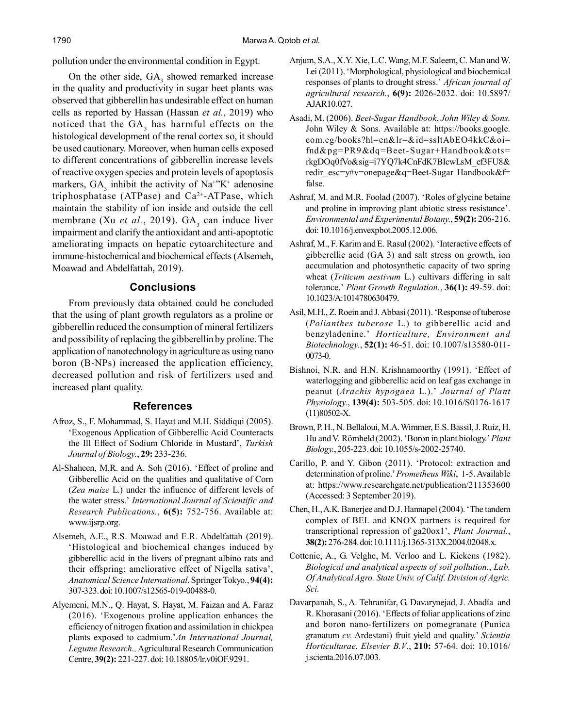pollution under the environmental condition in Egypt.

On the other side, $GA_3$ showed remarked increase in the quality and productivity in sugar beet plants was observed that gibberellin has undesirable effect on human cells as reported by Hassan (Hassan *et al.*, 2019) who noticed that the $GA_3$ has harmful effects on the histological development of the renal cortex so, it should be used cautionary. Moreover, when human cells exposed to different concentrations of gibberellin increase levels of reactive oxygen species and protein levels of apoptosis markers, $GA_3$ inhibit the activity of $Na^+$"$K^+$ adenosine triphosphatase (ATPase) and $Ca^{2+}$-ATPase, which maintain the stability of ion inside and outside the cell membrane (Xu *et al.*, 2019). $GA_3$ can induce liver impairment and clarify the antioxidant and anti-apoptotic ameliorating impacts on hepatic cytoarchitecture and immune-histochemical and biochemical effects (Alsemeh, Moawad and Abdelfattah, 2019).

## Conclusions

From previously data obtained could be concluded that the using of plant growth regulators as a proline or gibberellin reduced the consumption of mineral fertilizers and possibility of replacing the gibberellin by proline. The application of nanotechnology in agriculture as using nano boron (B-NPs) increased the application efficiency, decreased pollution and risk of fertilizers used and increased plant quality.

## References

Afroz, S., F. Mohammad, S. Hayat and M.H. Siddiqui (2005). 'Exogenous Application of Gibberellic Acid Counteracts the Ill Effect of Sodium Chloride in Mustard', *Turkish Journal of Biology.*, **29:** 233-236.

Al-Shaheen, M.R. and A. Soh (2016). 'Effect of proline and Gibberellic Acid on the qualities and qualitative of Corn (*Zea maize* L.) under the influence of different levels of the water stress.' *International Journal of Scientific and Research Publications.*, **6(5):** 752-756. Available at: www.ijsrp.org.

Alsemeh, A.E., R.S. Moawad and E.R. Abdelfattah (2019). 'Histological and biochemical changes induced by gibberellic acid in the livers of pregnant albino rats and their offspring: ameliorative effect of Nigella sativa', *Anatomical Science International*. Springer Tokyo., **94(4):** 307-323. doi: 10.1007/s12565-019-00488-0.

Alyemeni, M.N., Q. Hayat, S. Hayat, M. Faizan and A. Faraz (2016). 'Exogenous proline application enhances the efficiency of nitrogen fixation and assimilation in chickpea plants exposed to cadmium.' *An International Journal, Legume Research.,* Agricultural Research Communication Centre, **39(2):** 221-227. doi: 10.18805/lr.v0iOF.9291.

Anjum, S.A., X.Y. Xie, L.C. Wang, M.F. Saleem, C. Man and W. Lei (2011). 'Morphological, physiological and biochemical responses of plants to drought stress.' *African journal of agricultural research.*, **6(9):** 2026-2032. doi: 10.5897/AJAR10.027.

Asadi, M. (2006). *Beet-Sugar Handbook*, *John Wiley & Sons.* John Wiley & Sons. Available at: https://books.google.com.eg/books?hl=en&lr=&id=ssltAbEO4kkC&oi=fnd&pg=PR9&dq=Beet-Sugar+Handbook&ots=rkgDOq0fVo&sig=i7YQ7k4CnFdK7BIcwLsM_ef3FU8&redir_esc=y#v=onepage&q=Beet-Sugar Handbook&f=false.

Ashraf, M. and M.R. Foolad (2007). 'Roles of glycine betaine and proline in improving plant abiotic stress resistance'. *Environmental and Experimental Botany.*, **59(2):** 206-216. doi: 10.1016/j.envexpbot.2005.12.006.

Ashraf, M., F. Karim and E. Rasul (2002). 'Interactive effects of gibberellic acid (GA 3) and salt stress on growth, ion accumulation and photosynthetic capacity of two spring wheat (*Triticum aestivum* L.) cultivars differing in salt tolerance.' *Plant Growth Regulation.*, **36(1):** 49-59. doi: 10.1023/A:1014780630479.

Asil, M.H., Z. Roein and J. Abbasi (2011). 'Response of tuberose (*Polianthes tuberose* L.) to gibberellic acid and benzyladenine.' *Horticulture, Environment and Biotechnology.*, **52(1):** 46-51. doi: 10.1007/s13580-011-0073-0.

Bishnoi, N.R. and H.N. Krishnamoorthy (1991). 'Effect of waterlogging and gibberellic acid on leaf gas exchange in peanut (*Arachis hypogaea* L.).' *Journal of Plant Physiology.*, **139(4):** 503-505. doi: 10.1016/S0176-1617(11)80502-X.

Brown, P. H., N. Bellaloui, M.A. Wimmer, E.S. Bassil, J. Ruiz, H. Hu and V. Römheld (2002). 'Boron in plant biology.' *Plant Biology.*, 205-223. doi: 10.1055/s-2002-25740.

Carillo, P. and Y. Gibon (2011). 'Protocol: extraction and determination of proline.' *Prometheus Wiki*, 1-5. Available at: https://www.researchgate.net/publication/211353600 (Accessed: 3 September 2019).

Chen, H., A.K. Banerjee and D.J. Hannapel (2004). 'The tandem complex of BEL and KNOX partners is required for transcriptional repression of ga20ox1', *Plant Journal.*, **38(2):** 276-284. doi: 10.1111/j.1365-313X.2004.02048.x.

Cottenie, A., G. Velghe, M. Verloo and L. Kiekens (1982). *Biological and analytical aspects of soil pollution.*, *Lab. Of Analytical Agro. State Univ. of Calif. Division of Agric. Sci.*

Davarpanah, S., A. Tehranifar, G. Davarynejad, J. Abadía and R. Khorasani (2016). 'Effects of foliar applications of zinc and boron nano-fertilizers on pomegranate (Punica granatum *cv.* Ardestani) fruit yield and quality.' *Scientia Horticulturae*. *Elsevier B.V*., **210:** 57-64. doi: 10.1016/j.scienta.2016.07.003.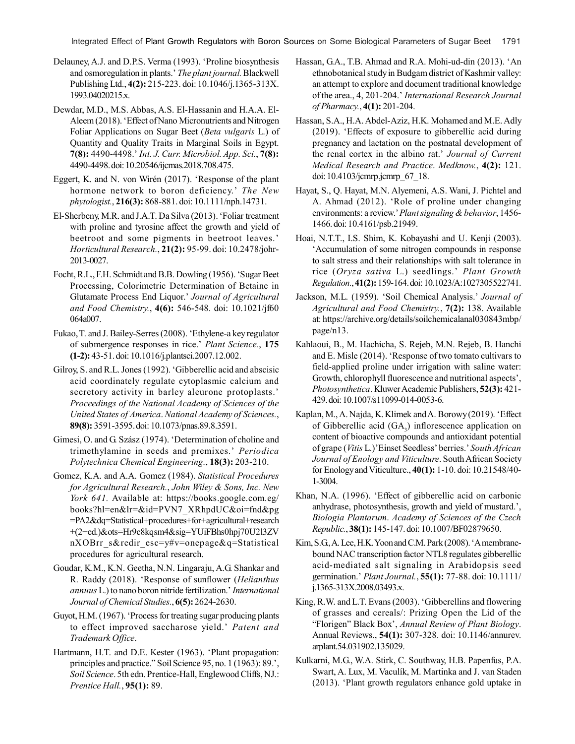Delauney, A.J. and D.P.S. Verma (1993). 'Proline biosynthesis and osmoregulation in plants.' *The plant journal*. Blackwell Publishing Ltd., **4(2):** 215-223. doi: 10.1046/j.1365-313X.1993.04020215.x.

Dewdar, M.D., M.S. Abbas, A.S. El-Hassanin and H.A.A. El-Aleem (2018). 'Effect of Nano Micronutrients and Nitrogen Foliar Applications on Sugar Beet (*Beta vulgaris* L.) of Quantity and Quality Traits in Marginal Soils in Egypt. **7(8):** 4490-4498.' *Int. J. Curr. Microbiol. App. Sci.*, **7(8):** 4490-4498. doi: 10.20546/ijcmas.2018.708.475.

Eggert, K. and N. von Wirén (2017). 'Response of the plant hormone network to boron deficiency.' *The New phytologist.*, **216(3):** 868-881. doi: 10.1111/nph.14731.

El-Sherbeny, M.R. and J.A.T. Da Silva (2013). 'Foliar treatment with proline and tyrosine affect the growth and yield of beetroot and some pigments in beetroot leaves.' *Horticultural Research.*, **21(2):** 95-99. doi: 10.2478/johr-2013-0027.

Focht, R.L., F.H. Schmidt and B.B. Dowling (1956). 'Sugar Beet Processing, Colorimetric Determination of Betaine in Glutamate Process End Liquor.' *Journal of Agricultural and Food Chemistry.*, **4(6):** 546-548. doi: 10.1021/jf60064a007.

Fukao, T. and J. Bailey-Serres (2008). 'Ethylene-a key regulator of submergence responses in rice.' *Plant Science.*, **175 (1-2):** 43-51. doi: 10.1016/j.plantsci.2007.12.002.

Gilroy, S. and R.L. Jones (1992). 'Gibberellic acid and abscisic acid coordinately regulate cytoplasmic calcium and secretory activity in barley aleurone protoplasts.' *Proceedings of the National Academy of Sciences of the United States of America*. *National Academy of Sciences.*, **89(8):** 3591-3595. doi: 10.1073/pnas.89.8.3591.

Gimesi, O. and G. Szász (1974). 'Determination of choline and trimethylamine in seeds and premixes.' *Periodica Polytechnica Chemical Engineering.*, **18(3):** 203-210.

Gomez, K.A. and A.A. Gomez (1984). *Statistical Procedures for Agricultural Research.*, *John Wiley & Sons, Inc. New York 641*. Available at: https://books.google.com.eg/books?hl=en&lr=&id=PVN7_XRhpdUC&oi=fnd&pg=PA2&dq=Statistical+procedures+for+agricultural+research+(2+ed.)&ots=Hr9c8kqsm4&sig=YUiFBhs0hpj70U2l3ZVnXOBrr_s&redir_esc=y#v=onepage&q=Statistical procedures for agricultural research.

Goudar, K.M., K.N. Geetha, N.N. Lingaraju, A.G. Shankar and R. Raddy (2018). 'Response of sunflower (*Helianthus annuus* L.) to nano boron nitride fertilization.' *International Journal of Chemical Studies.*, **6(5):** 2624-2630.

Guyot, H.M. (1967). 'Process for treating sugar producing plants to effect improved saccharose yield.' *Patent and Trademark Office*.

Hartmann, H.T. and D.E. Kester (1963). 'Plant propagation: principles and practice." Soil Science 95, no. 1 (1963): 89.', *Soil Science*. 5th edn. Prentice-Hall, Englewood Cliffs, NJ.: *Prentice Hall.*, **95(1):** 89.

Hassan, G.A., T.B. Ahmad and R.A. Mohi-ud-din (2013). 'An ethnobotanical study in Budgam district of Kashmir valley: an attempt to explore and document traditional knowledge of the area., 4, 201-204.' *International Research Journal of Pharmacy.*, **4(1):** 201-204.

Hassan, S.A., H.A. Abdel-Aziz, H.K. Mohamed and M.E. Adly (2019). 'Effects of exposure to gibberellic acid during pregnancy and lactation on the postnatal development of the renal cortex in the albino rat.' *Journal of Current Medical Research and Practice*. *Medknow.*, **4(2):** 121. doi: 10.4103/jcmrp.jcmrp_67_18.

Hayat, S., Q. Hayat, M.N. Alyemeni, A.S. Wani, J. Pichtel and A. Ahmad (2012). 'Role of proline under changing environments: a review.' *Plant signaling & behavior*, 1456-1466. doi: 10.4161/psb.21949.

Hoai, N.T.T., I.S. Shim, K. Kobayashi and U. Kenji (2003). 'Accumulation of some nitrogen compounds in response to salt stress and their relationships with salt tolerance in rice (*Oryza sativa* L.) seedlings.' *Plant Growth Regulation.*, **41(2):** 159-164. doi: 10.1023/A:1027305522741.

Jackson, M.L. (1959). 'Soil Chemical Analysis.' *Journal of Agricultural and Food Chemistry.*, **7(2):** 138. Available at: https://archive.org/details/soilchemicalanal030843mbp/page/n13.

Kahlaoui, B., M. Hachicha, S. Rejeb, M.N. Rejeb, B. Hanchi and E. Misle (2014). 'Response of two tomato cultivars to field-applied proline under irrigation with saline water: Growth, chlorophyll fluorescence and nutritional aspects', *Photosynthetica*. Kluwer Academic Publishers, **52(3):** 421-429. doi: 10.1007/s11099-014-0053-6.

Kaplan, M., A. Najda, K. Klimek and A. Borowy (2019). 'Effect of Gibberellic acid ($GA_3$) inflorescence application on content of bioactive compounds and antioxidant potential of grape (*Vitis* L.)'Einset Seedless' berries.' *South African Journal of Enology and Viticulture*. South African Society for Enology and Viticulture., **40(1):** 1-10. doi: 10.21548/40-1-3004.

Khan, N.A. (1996). 'Effect of gibberellic acid on carbonic anhydrase, photosynthesis, growth and yield of mustard.', *Biologia Plantarum*. *Academy of Sciences of the Czech Republic.*, **38(1):** 145-147. doi: 10.1007/BF02879650.

Kim, S.G., A. Lee, H.K. Yoon and C.M. Park (2008). 'A membrane-bound NAC transcription factor NTL8 regulates gibberellic acid-mediated salt signaling in Arabidopsis seed germination.' *Plant Journal.*, **55(1):** 77-88. doi: 10.1111/j.1365-313X.2008.03493.x.

King, R.W. and L.T. Evans (2003). 'Gibberellins and flowering of grasses and cereals/: Prizing Open the Lid of the "Florigen" Black Box', *Annual Review of Plant Biology*. Annual Reviews., **54(1):** 307-328. doi: 10.1146/annurev.arplant.54.031902.135029.

Kulkarni, M.G., W.A. Stirk, C. Southway, H.B. Papenfus, P.A. Swart, A. Lux, M. Vaculík, M. Martinka and J. van Staden (2013). 'Plant growth regulators enhance gold uptake in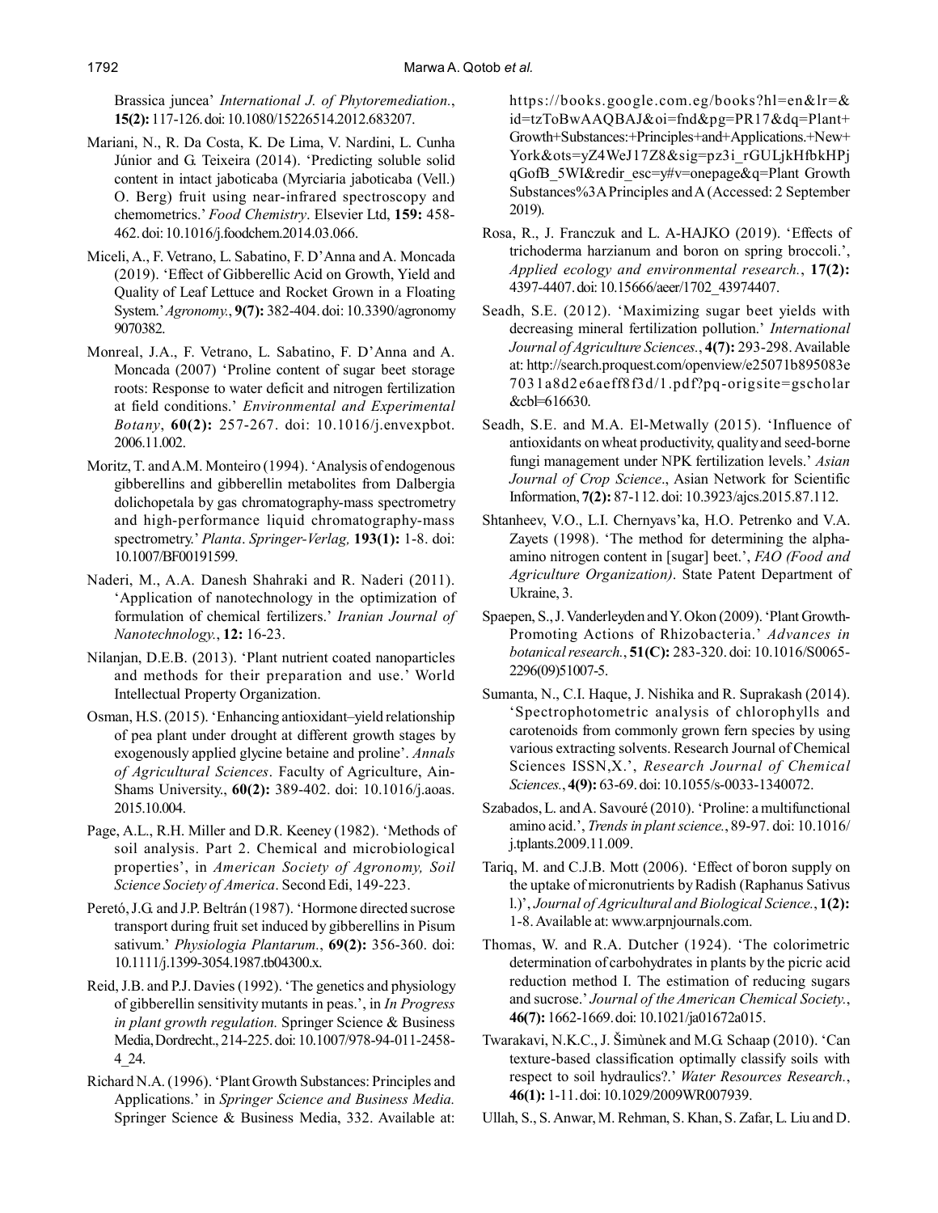Brassica juncea' *International J. of Phytoremediation.*, **15(2):** 117-126. doi: 10.1080/15226514.2012.683207.

Mariani, N., R. Da Costa, K. De Lima, V. Nardini, L. Cunha Júnior and G. Teixeira (2014). 'Predicting soluble solid content in intact jaboticaba (Myrciaria jaboticaba (Vell.) O. Berg) fruit using near-infrared spectroscopy and chemometrics.' *Food Chemistry*. Elsevier Ltd, **159:** 458-462. doi: 10.1016/j.foodchem.2014.03.066.

Miceli, A., F. Vetrano, L. Sabatino, F. D'Anna and A. Moncada (2019). 'Effect of Gibberellic Acid on Growth, Yield and Quality of Leaf Lettuce and Rocket Grown in a Floating System.' *Agronomy.*, **9(7):** 382-404. doi: 10.3390/agronomy 9070382.

Monreal, J.A., F. Vetrano, L. Sabatino, F. D'Anna and A. Moncada (2007) 'Proline content of sugar beet storage roots: Response to water deficit and nitrogen fertilization at field conditions.' *Environmental and Experimental Botany*, **60(2):** 257-267. doi: 10.1016/j.envexpbot. 2006.11.002.

Moritz, T. and A.M. Monteiro (1994). 'Analysis of endogenous gibberellins and gibberellin metabolites from Dalbergia dolichopetala by gas chromatography-mass spectrometry and high-performance liquid chromatography-mass spectrometry.' *Planta*. *Springer-Verlag,* **193(1):** 1-8. doi: 10.1007/BF00191599.

Naderi, M., A.A. Danesh Shahraki and R. Naderi (2011). 'Application of nanotechnology in the optimization of formulation of chemical fertilizers.' *Iranian Journal of Nanotechnology.*, **12:** 16-23.

Nilanjan, D.E.B. (2013). 'Plant nutrient coated nanoparticles and methods for their preparation and use.' World Intellectual Property Organization.

Osman, H.S. (2015). 'Enhancing antioxidant–yield relationship of pea plant under drought at different growth stages by exogenously applied glycine betaine and proline'. *Annals of Agricultural Sciences*. Faculty of Agriculture, Ain-Shams University., **60(2):** 389-402. doi: 10.1016/j.aoas. 2015.10.004.

Page, A.L., R.H. Miller and D.R. Keeney (1982). 'Methods of soil analysis. Part 2. Chemical and microbiological properties', in *American Society of Agronomy, Soil Science Society of America*. Second Edi, 149-223.

Peretó, J.G. and J.P. Beltrán (1987). 'Hormone directed sucrose transport during fruit set induced by gibberellins in Pisum sativum.' *Physiologia Plantarum.*, **69(2):** 356-360. doi: 10.1111/j.1399-3054.1987.tb04300.x.

Reid, J.B. and P.J. Davies (1992). 'The genetics and physiology of gibberellin sensitivity mutants in peas.', in *In Progress in plant growth regulation.* Springer Science & Business Media, Dordrecht., 214-225. doi: 10.1007/978-94-011-2458-4_24.

Richard N.A. (1996). 'Plant Growth Substances: Principles and Applications.' in *Springer Science and Business Media.* Springer Science & Business Media, 332. Available at: https://books.google.com.eg/books?hl=en&lr=&id=tzToBwAAQBAJ&oi=fnd&pg=PR17&dq=Plant+Growth+Substances:+Principles+and+Applications.+New+York&ots=yZ4WeJ17Z8&sig=pz3i_rGULjkHfbkHPjqGofB_5WI&redir_esc=y#v=onepage&q=Plant Growth Substances%3A Principles and A (Accessed: 2 September 2019).

Rosa, R., J. Franczuk and L. A-HAJKO (2019). 'Effects of trichoderma harzianum and boron on spring broccoli.', *Applied ecology and environmental research.*, **17(2):** 4397-4407. doi: 10.15666/aeer/1702_43974407.

Seadh, S.E. (2012). 'Maximizing sugar beet yields with decreasing mineral fertilization pollution.' *International Journal of Agriculture Sciences.*, **4(7):** 293-298. Available at: http://search.proquest.com/openview/e25071b895083e7031a8d2e6aeff8f3d/1.pdf?pq-origsite=gscholar&cbl=616630.

Seadh, S.E. and M.A. El-Metwally (2015). 'Influence of antioxidants on wheat productivity, quality and seed-borne fungi management under NPK fertilization levels.' *Asian Journal of Crop Science*., Asian Network for Scientific Information, **7(2):** 87-112. doi: 10.3923/ajcs.2015.87.112.

Shtanheev, V.O., L.I. Chernyavs'ka, H.O. Petrenko and V.A. Zayets (1998). 'The method for determining the alpha-amino nitrogen content in [sugar] beet.', *FAO (Food and Agriculture Organization)*. State Patent Department of Ukraine, 3.

Spaepen, S., J. Vanderleyden and Y. Okon (2009). 'Plant Growth-Promoting Actions of Rhizobacteria.' *Advances in botanical research.*, **51(C):** 283-320. doi: 10.1016/S0065-2296(09)51007-5.

Sumanta, N., C.I. Haque, J. Nishika and R. Suprakash (2014). 'Spectrophotometric analysis of chlorophylls and carotenoids from commonly grown fern species by using various extracting solvents. Research Journal of Chemical Sciences ISSN,X.', *Research Journal of Chemical Sciences.*, **4(9):** 63-69. doi: 10.1055/s-0033-1340072.

Szabados, L. and A. Savouré (2010). 'Proline: a multifunctional amino acid.', *Trends in plant science.*, 89-97. doi: 10.1016/j.tplants.2009.11.009.

Tariq, M. and C.J.B. Mott (2006). 'Effect of boron supply on the uptake of micronutrients by Radish (Raphanus Sativus l.)', *Journal of Agricultural and Biological Science.*, **1(2):** 1-8. Available at: www.arpnjournals.com.

Thomas, W. and R.A. Dutcher (1924). 'The colorimetric determination of carbohydrates in plants by the picric acid reduction method I. The estimation of reducing sugars and sucrose.' *Journal of the American Chemical Society.*, **46(7):** 1662-1669. doi: 10.1021/ja01672a015.

Twarakavi, N.K.C., J. Šimùnek and M.G. Schaap (2010). 'Can texture-based classification optimally classify soils with respect to soil hydraulics?.' *Water Resources Research.*, **46(1):** 1-11. doi: 10.1029/2009WR007939.

Ullah, S., S. Anwar, M. Rehman, S. Khan, S. Zafar, L. Liu and D.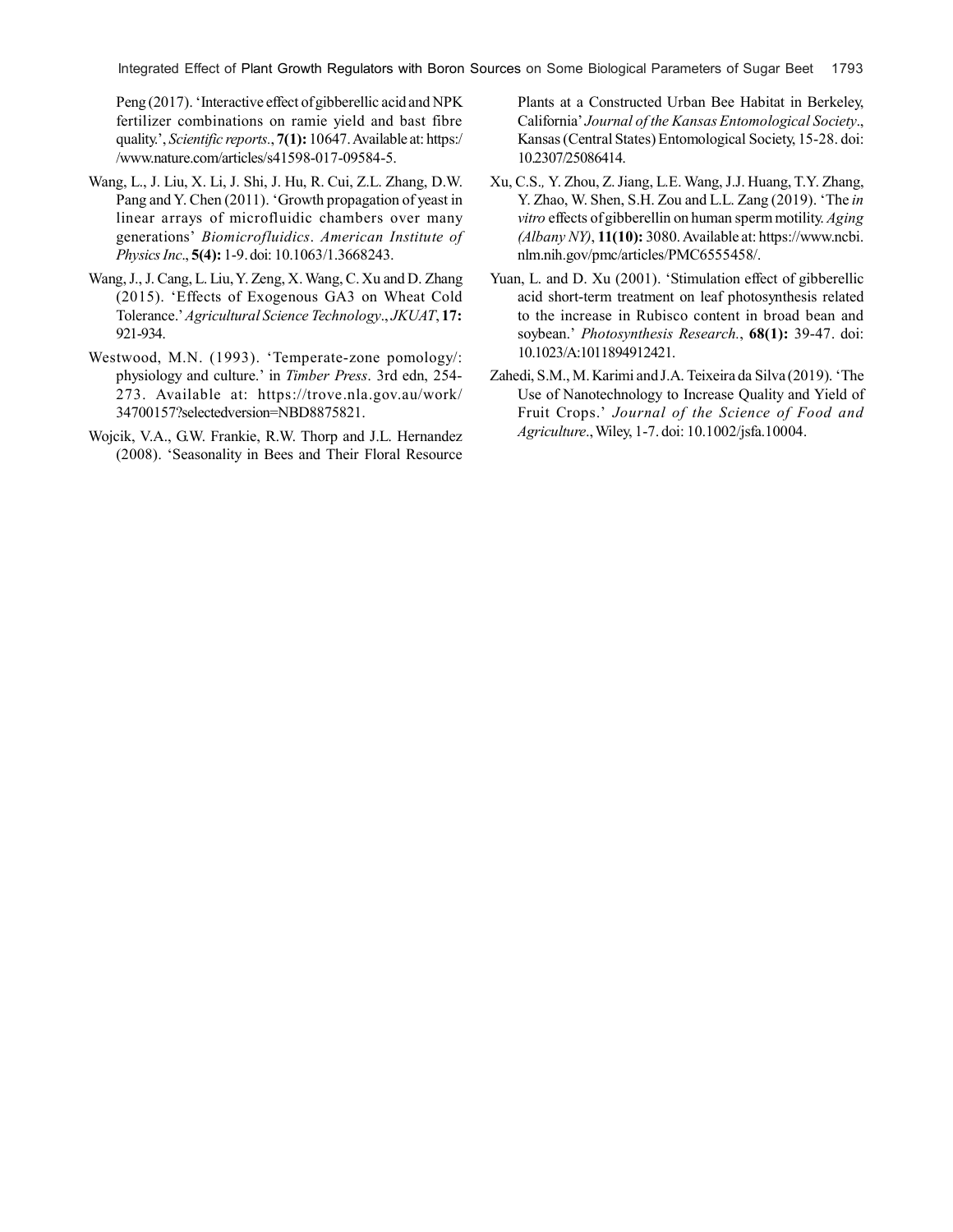Peng (2017). 'Interactive effect of gibberellic acid and NPK fertilizer combinations on ramie yield and bast fibre quality.', *Scientific reports*., **7(1):** 10647. Available at: https://www.nature.com/articles/s41598-017-09584-5.

Wang, L., J. Liu, X. Li, J. Shi, J. Hu, R. Cui, Z.L. Zhang, D.W. Pang and Y. Chen (2011). 'Growth propagation of yeast in linear arrays of microfluidic chambers over many generations' *Biomicrofluidics*. *American Institute of Physics Inc*., **5(4):** 1-9. doi: 10.1063/1.3668243.

Wang, J., J. Cang, L. Liu, Y. Zeng, X. Wang, C. Xu and D. Zhang (2015). 'Effects of Exogenous GA3 on Wheat Cold Tolerance.' *Agricultural Science Technology*., *JKUAT*, **17:** 921-934.

Westwood, M.N. (1993). 'Temperate-zone pomology/: physiology and culture.' in *Timber Press*. 3rd edn, 254-273. Available at: https://trove.nla.gov.au/work/34700157?selectedversion=NBD8875821.

Wojcik, V.A., G.W. Frankie, R.W. Thorp and J.L. Hernandez (2008). 'Seasonality in Bees and Their Floral Resource Plants at a Constructed Urban Bee Habitat in Berkeley, California' *Journal of the Kansas Entomological Society*., Kansas (Central States) Entomological Society, 15-28. doi: 10.2307/25086414.

Xu, C.S., Y. Zhou, Z. Jiang, L.E. Wang, J.J. Huang, T.Y. Zhang, Y. Zhao, W. Shen, S.H. Zou and L.L. Zang (2019). 'The *in vitro* effects of gibberellin on human sperm motility. *Aging (Albany NY)*, **11(10):** 3080. Available at: https://www.ncbi.nlm.nih.gov/pmc/articles/PMC6555458/.

Yuan, L. and D. Xu (2001). 'Stimulation effect of gibberellic acid short-term treatment on leaf photosynthesis related to the increase in Rubisco content in broad bean and soybean.' *Photosynthesis Research*., **68(1):** 39-47. doi: 10.1023/A:1011894912421.

Zahedi, S.M., M. Karimi and J.A. Teixeira da Silva (2019). 'The Use of Nanotechnology to Increase Quality and Yield of Fruit Crops.' *Journal of the Science of Food and Agriculture*., Wiley, 1-7. doi: 10.1002/jsfa.10004.